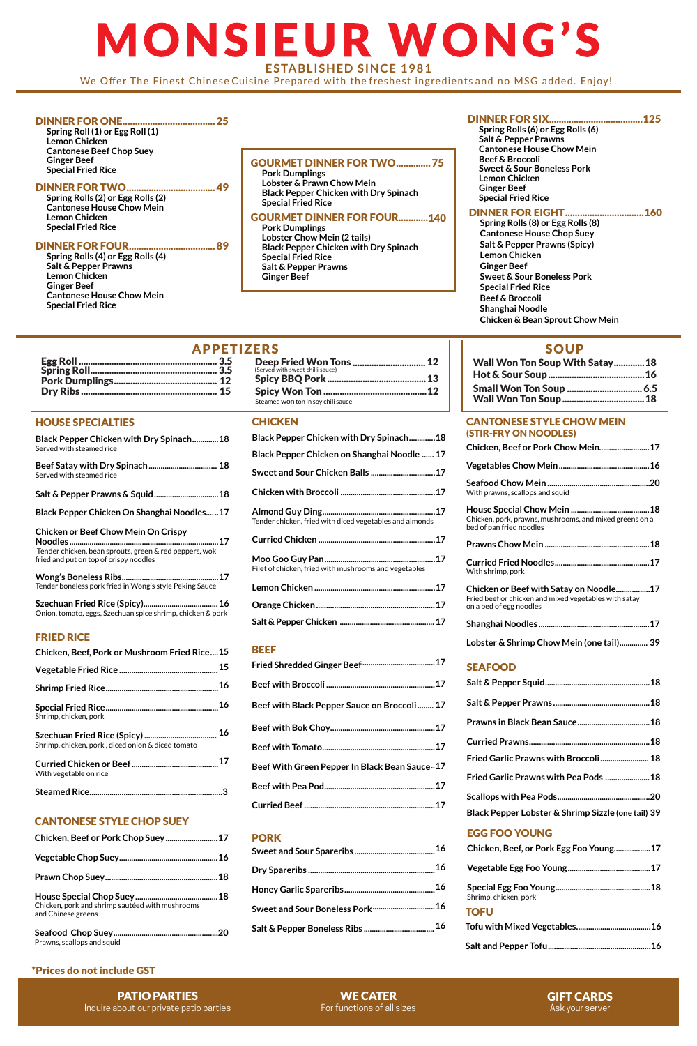# MONSIEUR WONG'S

**ESTABLISHED SINCE 1981**

We Offer The Finest Chinese Cuisine Prepared with the freshest ingredients and no MSG added. Enjoy!

## DINNER FOR ONE .......... 25

- Spring Roll (1) or Egg Roll (1)
- Lemon Chicken
- Cantonese Beef Chop Suey
- Ginger Beef
- Special Fried Rice

## DINNER FOR TWO .......... 49

- Spring Rolls (2) or Egg Rolls (2)
- Cantonese House Chow Mein
- Lemon Chicken
- Special Fried Rice

## DINNER FOR FOUR .......... 89

- Spring Rolls (4) or Egg Rolls (4)
- Salt & Pepper Prawns
- Lemon Chicken
- Ginger Beef
- Cantonese House Chow Mein
- Special Fried Rice

## GOURMET DINNER FOR TWO .......... 75

- Pork Dumplings
- Lobster & Prawn Chow Mein
- Black Pepper Chicken with Dry Spinach
- Special Fried Rice

## GOURMET DINNER FOR FOUR .......... 140

- Pork Dumplings
- Lobster Chow Mein (2 tails)
- Black Pepper Chicken with Dry Spinach
- Special Fried Rice
- Salt & Pepper Prawns
- Ginger Beef

## DINNER FOR SIX .......... 125

- Spring Rolls (6) or Egg Rolls (6)
- Salt & Pepper Prawns
- Cantonese House Chow Mein
- Beef & Broccoli
- Sweet & Sour Boneless Pork
- Lemon Chicken
- Ginger Beef
- Special Fried Rice

## DINNER FOR EIGHT .......... 160

- Spring Rolls (8) or Egg Rolls (8)
- Cantonese House Chop Suey
- Salt & Pepper Prawns (Spicy)
- Lemon Chicken
- Ginger Beef
- Sweet & Sour Boneless Pork
- Special Fried Rice
- Beef & Broccoli
- Shanghai Noodle
- Chicken & Bean Sprout Chow Mein

## APPETIZERS

- Egg Roll .......... 3.5
- Spring Roll .......... 3.5
- Pork Dumplings .......... 12
- Dry Ribs .......... 15
- Deep Fried Won Tons (Served with sweet chilli sauce) .......... 12
- Spicy BBQ Pork .......... 13
- Spicy Won Ton .......... 12
  Steamed won ton in soy chilli sauce

## SOUP

- Wall Won Ton Soup With Satay .......... 18
- Hot & Sour Soup .......... 16
- Small Won Ton Soup .......... 6.5
- Wall Won Ton Soup .......... 18

## HOUSE SPECIALTIES

- **Black Pepper Chicken with Dry Spinach** .......... 18
  Served with steamed rice
- **Beef Satay with Dry Spinach** .......... 18
  Served with steamed rice
- **Salt & Pepper Prawns & Squid** .......... 18
- **Black Pepper Chicken On Shanghai Noodles** .......... 17
- **Chicken or Beef Chow Mein On Crispy Noodles** .......... 17
  Tender chicken, bean sprouts, green & red peppers, wok fried and put on top of crispy noodles
- **Wong's Boneless Ribs** .......... 17
  Tender boneless pork fried in Wong's style Peking Sauce
- **Szechuan Fried Rice (Spicy)** .......... 16
  Onion, tomato, eggs, Szechuan spice shrimp, chicken & pork

## FRIED RICE

- **Chicken, Beef, Pork or Mushroom Fried Rice** .......... 15
- **Vegetable Fried Rice** .......... 15
- **Shrimp Fried Rice** .......... 16
- **Special Fried Rice** .......... 16
  Shrimp, chicken, pork
- **Szechuan Fried Rice (Spicy)** .......... 16
  Shrimp, chicken, pork, diced onion & diced tomato
- **Curried Chicken or Beef** .......... 17
  With vegetable on rice
- **Steamed Rice** .......... 3

## CANTONESE STYLE CHOP SUEY

- **Chicken, Beef or Pork Chop Suey** .......... 17
- **Vegetable Chop Suey** .......... 16
- **Prawn Chop Suey** .......... 18
- **House Special Chop Suey** .......... 18
  Chicken, pork and shrimp sautéed with mushrooms and Chinese greens
- **Seafood Chop Suey** .......... 20
  Prawns, scallops and squid

## CHICKEN

- **Black Pepper Chicken with Dry Spinach** .......... 18
- **Black Pepper Chicken on Shanghai Noodle** .......... 17
- **Sweet and Sour Chicken Balls** .......... 17
- **Chicken with Broccoli** .......... 17
- **Almond Guy Ding** .......... 17
  Tender chicken, fried with diced vegetables and almonds
- **Curried Chicken** .......... 17
- **Moo Goo Guy Pan** .......... 17
  Filet of chicken, fried with mushrooms and vegetables
- **Lemon Chicken** .......... 17
- **Orange Chicken** .......... 17
- **Salt & Pepper Chicken** .......... 17

## BEEF

- **Fried Shredded Ginger Beef** .......... 17
- **Beef with Broccoli** .......... 17
- **Beef with Black Pepper Sauce on Broccoli** .......... 17
- **Beef with Bok Choy** .......... 17
- **Beef with Tomato** .......... 17
- **Beef With Green Pepper In Black Bean Sauce** .......... 17
- **Beef with Pea Pod** .......... 17
- **Curried Beef** .......... 17

## PORK

- **Sweet and Sour Spareribs** .......... 16
- **Dry Spareribs** .......... 16
- **Honey Garlic Spareribs** .......... 16
- **Sweet and Sour Boneless Pork** .......... 16
- **Salt & Pepper Boneless Ribs** .......... 16

## CANTONESE STYLE CHOW MEIN (STIR-FRY ON NOODLES)

- **Chicken, Beef or Pork Chow Mein** .......... 17
- **Vegetables Chow Mein** .......... 16
- **Seafood Chow Mein** .......... 20
  With prawns, scallops and squid
- **House Special Chow Mein** .......... 18
  Chicken, pork, prawns, mushrooms, and mixed greens on a bed of pan fried noodles
- **Prawns Chow Mein** .......... 18
- **Curried Fried Noodles** .......... 17
  With shrimp, pork
- **Chicken or Beef with Satay on Noodle** .......... 17
  Fried beef or chicken and mixed vegetables with satay on a bed of egg noodles
- **Shanghai Noodles** .......... 17
- **Lobster & Shrimp Chow Mein (one tail)** .......... 39

## SEAFOOD

- **Salt & Pepper Squid** .......... 18
- **Salt & Pepper Prawns** .......... 18
- **Prawns in Black Bean Sauce** .......... 18
- **Curried Prawns** .......... 18
- **Fried Garlic Prawns with Broccoli** .......... 18
- **Fried Garlic Prawns with Pea Pods** .......... 18
- **Scallops with Pea Pods** .......... 20
- **Black Pepper Lobster & Shrimp Sizzle (one tail)** 39

## EGG FOO YOUNG

- **Chicken, Beef, or Pork Egg Foo Young** .......... 17
- **Vegetable Egg Foo Young** .......... 17
- **Special Egg Foo Young** .......... 18
  Shrimp, chicken, pork

## TOFU

- **Tofu with Mixed Vegetables** .......... 16
- **Salt and Pepper Tofu** .......... 16

**\*Prices do not include GST**

**PATIO PARTIES**
Inquire about our private patio parties

**WE CATER**
For functions of all sizes

**GIFT CARDS**
Ask your server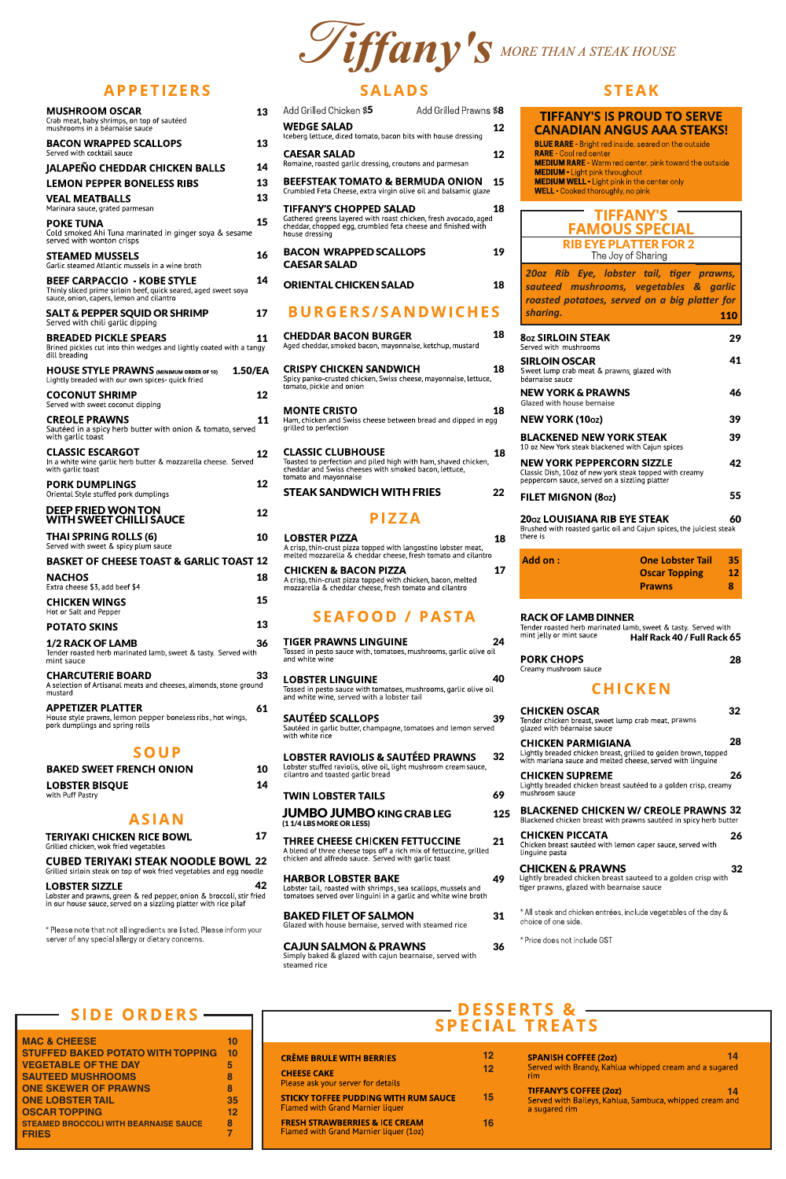# Tiffany's MORE THAN A STEAK HOUSE

## APPETIZERS

**MUSHROOM OSCAR** 13
Crab meat, baby shrimps, on top of sautéed mushrooms in a béarnaise sauce

**BACON WRAPPED SCALLOPS** 13
Served with cocktail sauce

**JALAPEÑO CHEDDAR CHICKEN BALLS** 14

**LEMON PEPPER BONELESS RIBS** 13

**VEAL MEATBALLS** 13
Marinara sauce, grated parmesan

**POKE TUNA** 15
Cold smoked Ahi Tuna marinated in ginger soya & sesame served with wonton crisps

**STEAMED MUSSELS** 16
Garlic steamed Atlantic mussels in a wine broth

**BEEF CARPACCIO - KOBE STYLE** 14
Thinly sliced prime sirloin beef, quick seared, aged sweet soya sauce, onion, capers, lemon and cilantro

**SALT & PEPPER SQUID OR SHRIMP** 17
Served with chili garlic dipping

**BREADED PICKLE SPEARS** 11
Brined pickles cut into thin wedges and lightly coated with a tangy dill breading

**HOUSE STYLE PRAWNS** (MINIMUM ORDER OF 10) 1.50/EA
Lightly breaded with our own spices- quick fried

**COCONUT SHRIMP** 12
Served with sweet coconut dipping

**CREOLE PRAWNS** 11
Sautéed in a spicy herb butter with onion & tomato, served with garlic toast

**CLASSIC ESCARGOT** 12
In a white wine garlic herb butter & mozzarella cheese. Served with garlic toast

**PORK DUMPLINGS** 12
Oriental Style stuffed pork dumplings

**DEEP FRIED WON TON WITH SWEET CHILLI SAUCE** 12

**THAI SPRING ROLLS (6)** 10
Served with sweet & spicy plum sauce

**BASKET OF CHEESE TOAST & GARLIC TOAST** 12

**NACHOS** 18
Extra cheese $3, add beef $4

**CHICKEN WINGS** 15
Hot or Salt and Pepper

**POTATO SKINS** 13

**1/2 RACK OF LAMB** 36
Tender roasted herb marinated lamb, sweet & tasty. Served with mint sauce

**CHARCUTERIE BOARD** 33
A selection of Artisanal meats and cheeses, almonds, stone ground mustard

**APPETIZER PLATTER** 61
House style prawns, lemon pepper boneless ribs, hot wings, pork dumplings and spring rolls

## SOUP

**BAKED SWEET FRENCH ONION** 10

**LOBSTER BISQUE** 14
with Puff Pastry

## ASIAN

**TERIYAKI CHICKEN RICE BOWL** 17
Grilled chicken, wok fried vegetables

**CUBED TERIYAKI STEAK NOODLE BOWL** 22
Grilled sirloin steak on top of wok fried vegetables and egg noodle

**LOBSTER SIZZLE** 42
Lobster and prawns, green & red pepper, onion & broccoli, stir fried in our house sauce, served on a sizzling platter with rice pilaf

* Please note that not all ingredients are listed. Please inform your server of any special allergy or dietary concerns.

## SALADS

Add Grilled Chicken $5 Add Grilled Prawns $8

**WEDGE SALAD** 12
Iceberg lettuce, diced tomato, bacon bits with house dressing

**CAESAR SALAD** 12
Romaine, roasted garlic dressing, croutons and parmesan

**BEEFSTEAK TOMATO & BERMUDA ONION** 15
Crumbled Feta Cheese, extra virgin olive oil and balsamic glaze

**TIFFANY'S CHOPPED SALAD** 18
Gathered greens layered with roast chicken, fresh avocado, aged cheddar, chopped egg, crumbled feta cheese and finished with house dressing

**BACON WRAPPED SCALLOPS CAESAR SALAD** 19

**ORIENTAL CHICKEN SALAD** 18

## BURGERS/SANDWICHES

**CHEDDAR BACON BURGER** 18
Aged cheddar, smoked bacon, mayonnaise, ketchup, mustard

**CRISPY CHICKEN SANDWICH** 18
Spicy panko-crusted chicken, Swiss cheese, mayonnaise, lettuce, tomato, pickle and onion

**MONTE CRISTO** 18
Ham, chicken and Swiss cheese between bread and dipped in egg grilled to perfection

**CLASSIC CLUBHOUSE** 18
Toasted to perfection and piled high with ham, shaved chicken, cheddar and Swiss cheeses with smoked bacon, lettuce, tomato and mayonnaise

**STEAK SANDWICH WITH FRIES** 22

## PIZZA

**LOBSTER PIZZA** 18
A crisp, thin-crust pizza topped with langostino lobster meat, melted mozzarella & cheddar cheese, fresh tomato and cilantro

**CHICKEN & BACON PIZZA** 17
A crisp, thin-crust pizza topped with chicken, bacon, melted mozzarella & cheddar cheese, fresh tomato and cilantro

## SEAFOOD / PASTA

**TIGER PRAWNS LINGUINE** 24
Tossed in pesto sauce with, tomatoes, mushrooms, garlic olive oil and white wine

**LOBSTER LINGUINE** 40
Tossed in pesto sauce with tomatoes, mushrooms, garlic olive oil and white wine, served with a lobster tail

**SAUTÉED SCALLOPS** 39
Sautéed in garlic butter, champagne, tomatoes and lemon served with white rice

**LOBSTER RAVIOLIS & SAUTÉED PRAWNS** 32
Lobster stuffed raviolis, olive oil, light mushroom cream sauce, cilantro and toasted garlic bread

**TWIN LOBSTER TAILS** 69

**JUMBO JUMBO KING CRAB LEG** 125
(1 1/4 LBS MORE OR LESS)

**THREE CHEESE CHICKEN FETTUCCINE** 21
A blend of three cheese tops off a rich mix of fettuccine, grilled chicken and alfredo sauce. Served with garlic toast

**HARBOR LOBSTER BAKE** 49
Lobster tail, roasted with shrimps, sea scallops, mussels and tomatoes served over linguini in a garlic and white wine broth

**BAKED FILET OF SALMON** 31
Glazed with house bernaise, served with steamed rice

**CAJUN SALMON & PRAWNS** 36
Simply baked & glazed with cajun bearnaise, served with steamed rice

## STEAK

### TIFFANY'S IS PROUD TO SERVE CANADIAN ANGUS AAA STEAKS!

- **BLUE RARE** - Bright red inside, seared on the outside
- **RARE** - Cool red center
- **MEDIUM RARE** - Warm red center, pink toward the outside
- **MEDIUM** - Light pink throughout
- **MEDIUM WELL** - Light pink in the center only
- **WELL** - Cooked thoroughly, no pink

### TIFFANY'S FAMOUS SPECIAL

**RIB EYE PLATTER FOR 2**
The Joy of Sharing

*20oz Rib Eye, lobster tail, tiger prawns, sauteed mushrooms, vegetables & garlic roasted potatoes, served on a big platter for sharing.* 110

**8oz SIRLOIN STEAK** 29
Served with mushrooms

**SIRLOIN OSCAR** 41
Sweet lump crab meat & prawns, glazed with béarnaise sauce

**NEW YORK & PRAWNS** 46
Glazed with house bernaise

**NEW YORK (10oz)** 39

**BLACKENED NEW YORK STEAK** 39
10 oz New York steak blackened with Cajun spices

**NEW YORK PEPPERCORN SIZZLE** 42
Classic Dish, 10oz of new york steak topped with creamy peppercorn sauce, served on a sizzling platter

**FILET MIGNON (8oz)** 55

**20oz LOUISIANA RIB EYE STEAK** 60
Brushed with roasted garlic oil and Cajun spices, the juiciest steak there is

**Add on :**

| | |
|---|---|
| One Lobster Tail | 35 |
| Oscar Topping | 12 |
| Prawns | 8 |

**RACK OF LAMB DINNER**
Tender roasted herb marinated lamb, sweet & tasty. Served with mint jelly or mint sauce
Half Rack 40 / Full Rack 65

**PORK CHOPS** 28
Creamy mushroom sauce

## CHICKEN

**CHICKEN OSCAR** 32
Tender chicken breast, sweet lump crab meat, prawns glazed with béarnaise sauce

**CHICKEN PARMIGIANA** 28
Lightly breaded chicken breast, grilled to golden brown, topped with mariana sauce and melted cheese, served with linguine

**CHICKEN SUPREME** 26
Lightly breaded chicken breast sautéed to a golden crisp, creamy mushroom sauce

**BLACKENED CHICKEN W/ CREOLE PRAWNS** 32
Blackened chicken breast with prawns sautéed in spicy herb butter

**CHICKEN PICCATA** 26
Chicken breast sautéed with lemon caper sauce, served with linguine pasta

**CHICKEN & PRAWNS** 32
Lightly breaded chicken breast sauteed to a golden crisp with tiger prawns, glazed with bearnaise sauce

* All steak and chicken entrées, include vegetables of the day & choice of one side.

* Price does not include GST

## SIDE ORDERS

| | |
|---|---|
| MAC & CHEESE | 10 |
| STUFFED BAKED POTATO WITH TOPPING | 10 |
| VEGETABLE OF THE DAY | 5 |
| SAUTEED MUSHROOMS | 8 |
| ONE SKEWER OF PRAWNS | 8 |
| ONE LOBSTER TAIL | 35 |
| OSCAR TOPPING | 12 |
| STEAMED BROCCOLI WITH BEARNAISE SAUCE | 8 |
| FRIES | 7 |

## DESSERTS & SPECIAL TREATS

**CRÈME BRULE WITH BERRIES** 12

**CHEESE CAKE** 12
Please ask your server for details

**STICKY TOFFEE PUDDING WITH RUM SAUCE** 15
Flamed with Grand Marnier liquer

**FRESH STRAWBERRIES & ICE CREAM** 16
Flamed with Grand Marnier liquor (1oz)

**SPANISH COFFEE (2oz)** 14
Served with Brandy, Kahlua whipped cream and a sugared rim

**TIFFANY'S COFFEE (2oz)** 14
Served with Baileys, Kahlua, Sambuca, whipped cream and a sugared rim